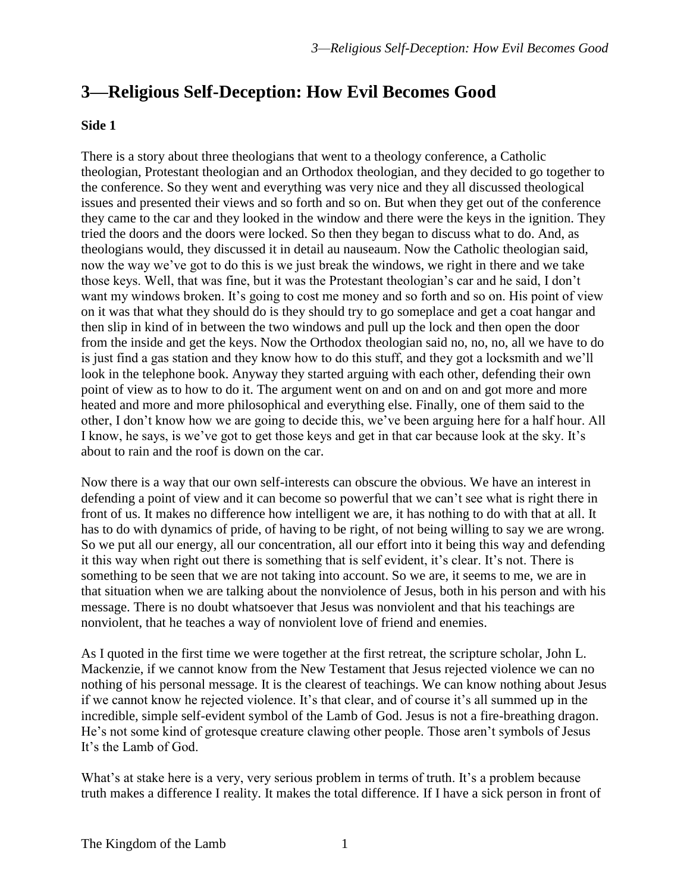# 3—Religious Self-Deception: How Evil Becomes Good

**Side 1**

There is a story about three theologians that went to a theology conference, a Catholic theologian, Protestant theologian and an Orthodox theologian, and they decided to go together to the conference. So they went and everything was very nice and they all discussed theological issues and presented their views and so forth and so on. But when they get out of the conference they came to the car and they looked in the window and there were the keys in the ignition. They tried the doors and the doors were locked. So then they began to discuss what to do. And, as theologians would, they discussed it in detail au nauseaum. Now the Catholic theologian said, now the way we've got to do this is we just break the windows, we right in there and we take those keys. Well, that was fine, but it was the Protestant theologian's car and he said, I don't want my windows broken. It's going to cost me money and so forth and so on. His point of view on it was that what they should do is they should try to go someplace and get a coat hangar and then slip in kind of in between the two windows and pull up the lock and then open the door from the inside and get the keys. Now the Orthodox theologian said no, no, no, all we have to do is just find a gas station and they know how to do this stuff, and they got a locksmith and we'll look in the telephone book. Anyway they started arguing with each other, defending their own point of view as to how to do it. The argument went on and on and on and got more and more heated and more and more philosophical and everything else. Finally, one of them said to the other, I don't know how we are going to decide this, we've been arguing here for a half hour. All I know, he says, is we've got to get those keys and get in that car because look at the sky. It's about to rain and the roof is down on the car.

Now there is a way that our own self-interests can obscure the obvious. We have an interest in defending a point of view and it can become so powerful that we can't see what is right there in front of us. It makes no difference how intelligent we are, it has nothing to do with that at all. It has to do with dynamics of pride, of having to be right, of not being willing to say we are wrong. So we put all our energy, all our concentration, all our effort into it being this way and defending it this way when right out there is something that is self evident, it's clear. It's not. There is something to be seen that we are not taking into account. So we are, it seems to me, we are in that situation when we are talking about the nonviolence of Jesus, both in his person and with his message. There is no doubt whatsoever that Jesus was nonviolent and that his teachings are nonviolent, that he teaches a way of nonviolent love of friend and enemies.

As I quoted in the first time we were together at the first retreat, the scripture scholar, John L. Mackenzie, if we cannot know from the New Testament that Jesus rejected violence we can no nothing of his personal message. It is the clearest of teachings. We can know nothing about Jesus if we cannot know he rejected violence. It's that clear, and of course it's all summed up in the incredible, simple self-evident symbol of the Lamb of God. Jesus is not a fire-breathing dragon. He's not some kind of grotesque creature clawing other people. Those aren't symbols of Jesus It's the Lamb of God.

What's at stake here is a very, very serious problem in terms of truth. It's a problem because truth makes a difference I reality. It makes the total difference. If I have a sick person in front of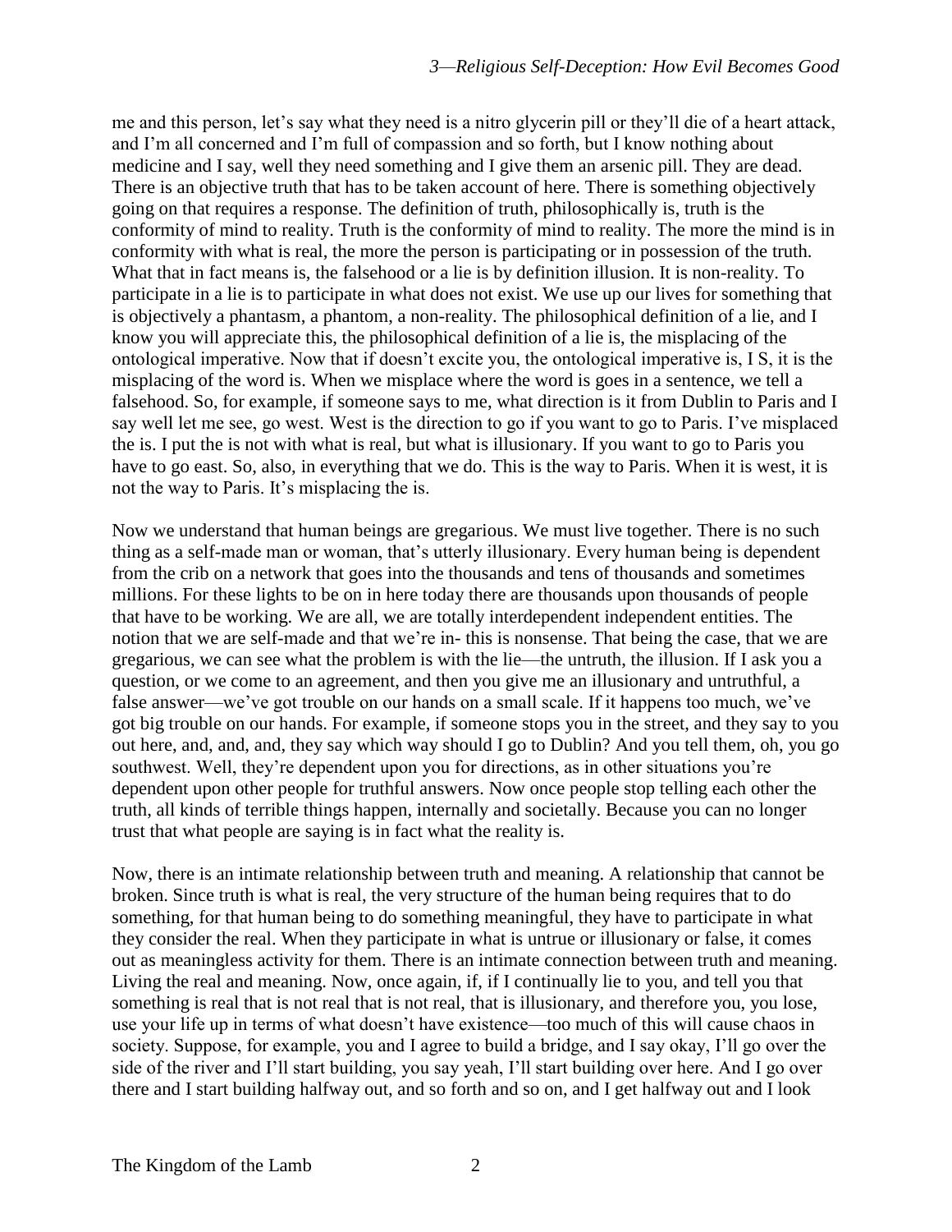me and this person, let's say what they need is a nitro glycerin pill or they'll die of a heart attack, and I'm all concerned and I'm full of compassion and so forth, but I know nothing about medicine and I say, well they need something and I give them an arsenic pill. They are dead. There is an objective truth that has to be taken account of here. There is something objectively going on that requires a response. The definition of truth, philosophically is, truth is the conformity of mind to reality. Truth is the conformity of mind to reality. The more the mind is in conformity with what is real, the more the person is participating or in possession of the truth. What that in fact means is, the falsehood or a lie is by definition illusion. It is non-reality. To participate in a lie is to participate in what does not exist. We use up our lives for something that is objectively a phantasm, a phantom, a non-reality. The philosophical definition of a lie, and I know you will appreciate this, the philosophical definition of a lie is, the misplacing of the ontological imperative. Now that if doesn't excite you, the ontological imperative is, I S, it is the misplacing of the word is. When we misplace where the word is goes in a sentence, we tell a falsehood. So, for example, if someone says to me, what direction is it from Dublin to Paris and I say well let me see, go west. West is the direction to go if you want to go to Paris. I've misplaced the is. I put the is not with what is real, but what is illusionary. If you want to go to Paris you have to go east. So, also, in everything that we do. This is the way to Paris. When it is west, it is not the way to Paris. It's misplacing the is.

Now we understand that human beings are gregarious. We must live together. There is no such thing as a self-made man or woman, that's utterly illusionary. Every human being is dependent from the crib on a network that goes into the thousands and tens of thousands and sometimes millions. For these lights to be on in here today there are thousands upon thousands of people that have to be working. We are all, we are totally interdependent independent entities. The notion that we are self-made and that we're in- this is nonsense. That being the case, that we are gregarious, we can see what the problem is with the lie—the untruth, the illusion. If I ask you a question, or we come to an agreement, and then you give me an illusionary and untruthful, a false answer—we've got trouble on our hands on a small scale. If it happens too much, we've got big trouble on our hands. For example, if someone stops you in the street, and they say to you out here, and, and, and, they say which way should I go to Dublin? And you tell them, oh, you go southwest. Well, they're dependent upon you for directions, as in other situations you're dependent upon other people for truthful answers. Now once people stop telling each other the truth, all kinds of terrible things happen, internally and societally. Because you can no longer trust that what people are saying is in fact what the reality is.

Now, there is an intimate relationship between truth and meaning. A relationship that cannot be broken. Since truth is what is real, the very structure of the human being requires that to do something, for that human being to do something meaningful, they have to participate in what they consider the real. When they participate in what is untrue or illusionary or false, it comes out as meaningless activity for them. There is an intimate connection between truth and meaning. Living the real and meaning. Now, once again, if, if I continually lie to you, and tell you that something is real that is not real that is not real, that is illusionary, and therefore you, you lose, use your life up in terms of what doesn't have existence—too much of this will cause chaos in society. Suppose, for example, you and I agree to build a bridge, and I say okay, I'll go over the side of the river and I'll start building, you say yeah, I'll start building over here. And I go over there and I start building halfway out, and so forth and so on, and I get halfway out and I look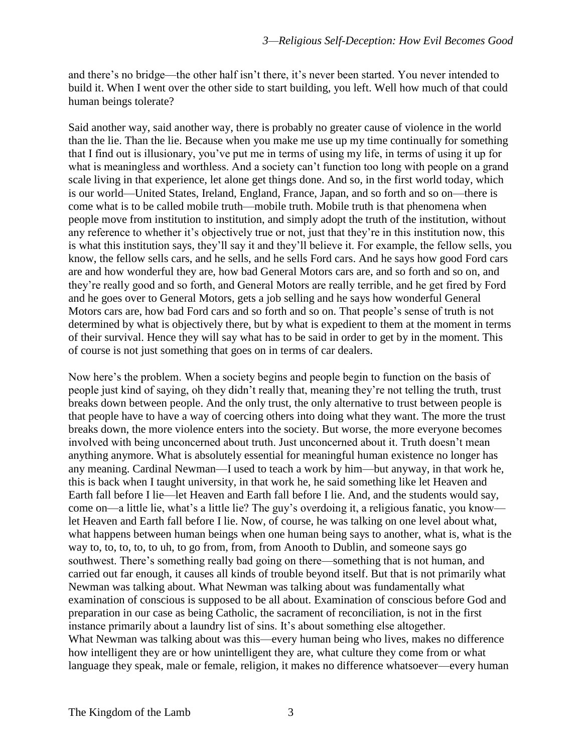and there's no bridge—the other half isn't there, it's never been started. You never intended to build it. When I went over the other side to start building, you left. Well how much of that could human beings tolerate?

Said another way, said another way, there is probably no greater cause of violence in the world than the lie. Than the lie. Because when you make me use up my time continually for something that I find out is illusionary, you've put me in terms of using my life, in terms of using it up for what is meaningless and worthless. And a society can't function too long with people on a grand scale living in that experience, let alone get things done. And so, in the first world today, which is our world—United States, Ireland, England, France, Japan, and so forth and so on—there is come what is to be called mobile truth—mobile truth. Mobile truth is that phenomena when people move from institution to institution, and simply adopt the truth of the institution, without any reference to whether it's objectively true or not, just that they're in this institution now, this is what this institution says, they'll say it and they'll believe it. For example, the fellow sells, you know, the fellow sells cars, and he sells, and he sells Ford cars. And he says how good Ford cars are and how wonderful they are, how bad General Motors cars are, and so forth and so on, and they're really good and so forth, and General Motors are really terrible, and he get fired by Ford and he goes over to General Motors, gets a job selling and he says how wonderful General Motors cars are, how bad Ford cars and so forth and so on. That people's sense of truth is not determined by what is objectively there, but by what is expedient to them at the moment in terms of their survival. Hence they will say what has to be said in order to get by in the moment. This of course is not just something that goes on in terms of car dealers.

Now here's the problem. When a society begins and people begin to function on the basis of people just kind of saying, oh they didn't really that, meaning they're not telling the truth, trust breaks down between people. And the only trust, the only alternative to trust between people is that people have to have a way of coercing others into doing what they want. The more the trust breaks down, the more violence enters into the society. But worse, the more everyone becomes involved with being unconcerned about truth. Just unconcerned about it. Truth doesn't mean anything anymore. What is absolutely essential for meaningful human existence no longer has any meaning. Cardinal Newman—I used to teach a work by him—but anyway, in that work he, this is back when I taught university, in that work he, he said something like let Heaven and Earth fall before I lie—let Heaven and Earth fall before I lie. And, and the students would say, come on—a little lie, what's a little lie? The guy's overdoing it, a religious fanatic, you know—let Heaven and Earth fall before I lie. Now, of course, he was talking on one level about what, what happens between human beings when one human being says to another, what is, what is the way to, to, to, to, to uh, to go from, from, from Anooth to Dublin, and someone says go southwest. There's something really bad going on there—something that is not human, and carried out far enough, it causes all kinds of trouble beyond itself. But that is not primarily what Newman was talking about. What Newman was talking about was fundamentally what examination of conscious is supposed to be all about. Examination of conscious before God and preparation in our case as being Catholic, the sacrament of reconciliation, is not in the first instance primarily about a laundry list of sins. It's about something else altogether.

What Newman was talking about was this—every human being who lives, makes no difference how intelligent they are or how unintelligent they are, what culture they come from or what language they speak, male or female, religion, it makes no difference whatsoever—every human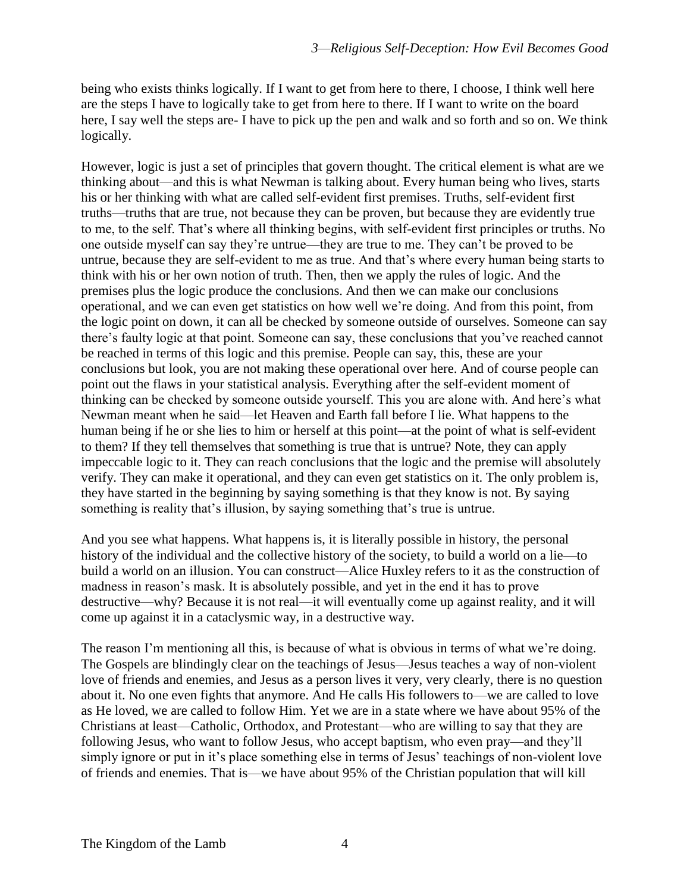being who exists thinks logically. If I want to get from here to there, I choose, I think well here are the steps I have to logically take to get from here to there. If I want to write on the board here, I say well the steps are- I have to pick up the pen and walk and so forth and so on. We think logically.

However, logic is just a set of principles that govern thought. The critical element is what are we thinking about—and this is what Newman is talking about. Every human being who lives, starts his or her thinking with what are called self-evident first premises. Truths, self-evident first truths—truths that are true, not because they can be proven, but because they are evidently true to me, to the self. That's where all thinking begins, with self-evident first principles or truths. No one outside myself can say they're untrue—they are true to me. They can't be proved to be untrue, because they are self-evident to me as true. And that's where every human being starts to think with his or her own notion of truth. Then, then we apply the rules of logic. And the premises plus the logic produce the conclusions. And then we can make our conclusions operational, and we can even get statistics on how well we're doing. And from this point, from the logic point on down, it can all be checked by someone outside of ourselves. Someone can say there's faulty logic at that point. Someone can say, these conclusions that you've reached cannot be reached in terms of this logic and this premise. People can say, this, these are your conclusions but look, you are not making these operational over here. And of course people can point out the flaws in your statistical analysis. Everything after the self-evident moment of thinking can be checked by someone outside yourself. This you are alone with. And here's what Newman meant when he said—let Heaven and Earth fall before I lie. What happens to the human being if he or she lies to him or herself at this point—at the point of what is self-evident to them? If they tell themselves that something is true that is untrue? Note, they can apply impeccable logic to it. They can reach conclusions that the logic and the premise will absolutely verify. They can make it operational, and they can even get statistics on it. The only problem is, they have started in the beginning by saying something is that they know is not. By saying something is reality that's illusion, by saying something that's true is untrue.

And you see what happens. What happens is, it is literally possible in history, the personal history of the individual and the collective history of the society, to build a world on a lie—to build a world on an illusion. You can construct—Alice Huxley refers to it as the construction of madness in reason's mask. It is absolutely possible, and yet in the end it has to prove destructive—why? Because it is not real—it will eventually come up against reality, and it will come up against it in a cataclysmic way, in a destructive way.

The reason I'm mentioning all this, is because of what is obvious in terms of what we're doing. The Gospels are blindingly clear on the teachings of Jesus—Jesus teaches a way of non-violent love of friends and enemies, and Jesus as a person lives it very, very clearly, there is no question about it. No one even fights that anymore. And He calls His followers to—we are called to love as He loved, we are called to follow Him. Yet we are in a state where we have about 95% of the Christians at least—Catholic, Orthodox, and Protestant—who are willing to say that they are following Jesus, who want to follow Jesus, who accept baptism, who even pray—and they'll simply ignore or put in it's place something else in terms of Jesus' teachings of non-violent love of friends and enemies. That is—we have about 95% of the Christian population that will kill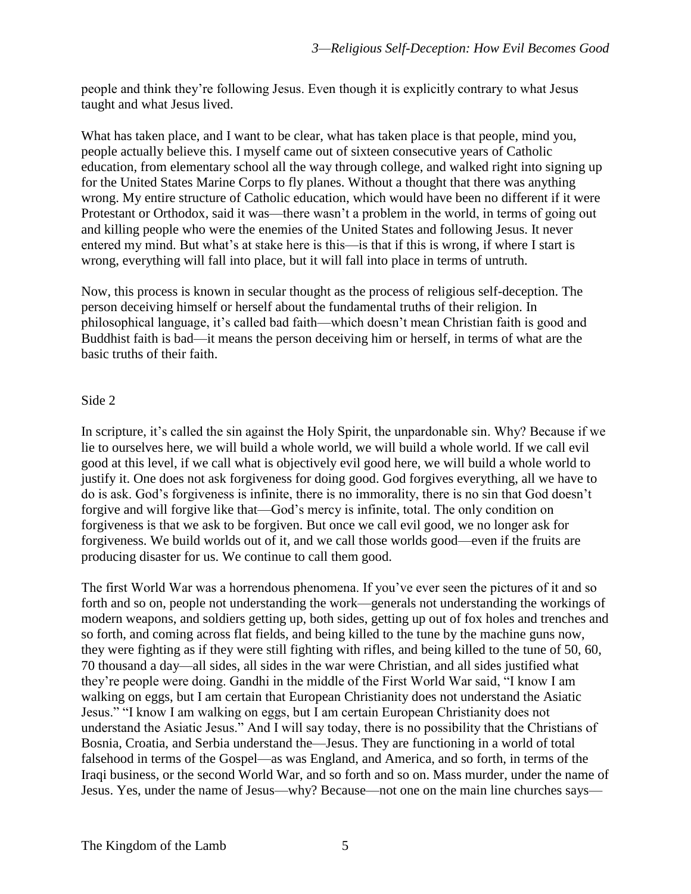people and think they're following Jesus. Even though it is explicitly contrary to what Jesus taught and what Jesus lived.

What has taken place, and I want to be clear, what has taken place is that people, mind you, people actually believe this. I myself came out of sixteen consecutive years of Catholic education, from elementary school all the way through college, and walked right into signing up for the United States Marine Corps to fly planes. Without a thought that there was anything wrong. My entire structure of Catholic education, which would have been no different if it were Protestant or Orthodox, said it was—there wasn't a problem in the world, in terms of going out and killing people who were the enemies of the United States and following Jesus. It never entered my mind. But what's at stake here is this—is that if this is wrong, if where I start is wrong, everything will fall into place, but it will fall into place in terms of untruth.

Now, this process is known in secular thought as the process of religious self-deception. The person deceiving himself or herself about the fundamental truths of their religion. In philosophical language, it's called bad faith—which doesn't mean Christian faith is good and Buddhist faith is bad—it means the person deceiving him or herself, in terms of what are the basic truths of their faith.

Side 2

In scripture, it's called the sin against the Holy Spirit, the unpardonable sin. Why? Because if we lie to ourselves here, we will build a whole world, we will build a whole world. If we call evil good at this level, if we call what is objectively evil good here, we will build a whole world to justify it. One does not ask forgiveness for doing good. God forgives everything, all we have to do is ask. God's forgiveness is infinite, there is no immorality, there is no sin that God doesn't forgive and will forgive like that—God's mercy is infinite, total. The only condition on forgiveness is that we ask to be forgiven. But once we call evil good, we no longer ask for forgiveness. We build worlds out of it, and we call those worlds good—even if the fruits are producing disaster for us. We continue to call them good.

The first World War was a horrendous phenomena. If you've ever seen the pictures of it and so forth and so on, people not understanding the work—generals not understanding the workings of modern weapons, and soldiers getting up, both sides, getting up out of fox holes and trenches and so forth, and coming across flat fields, and being killed to the tune by the machine guns now, they were fighting as if they were still fighting with rifles, and being killed to the tune of 50, 60, 70 thousand a day—all sides, all sides in the war were Christian, and all sides justified what they're people were doing. Gandhi in the middle of the First World War said, "I know I am walking on eggs, but I am certain that European Christianity does not understand the Asiatic Jesus." "I know I am walking on eggs, but I am certain European Christianity does not understand the Asiatic Jesus." And I will say today, there is no possibility that the Christians of Bosnia, Croatia, and Serbia understand the—Jesus. They are functioning in a world of total falsehood in terms of the Gospel—as was England, and America, and so forth, in terms of the Iraqi business, or the second World War, and so forth and so on. Mass murder, under the name of Jesus. Yes, under the name of Jesus—why? Because—not one on the main line churches says—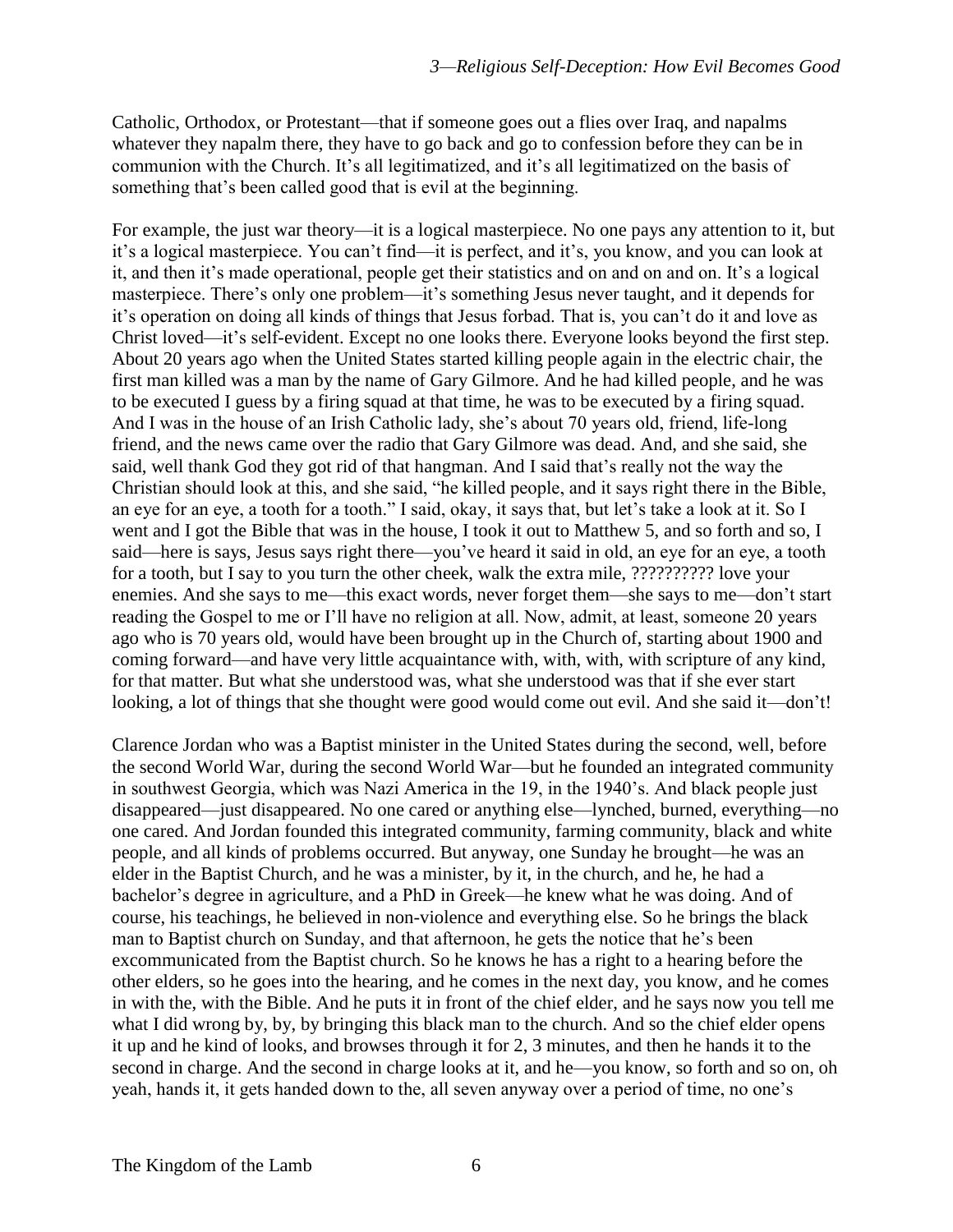Catholic, Orthodox, or Protestant—that if someone goes out a flies over Iraq, and napalms whatever they napalm there, they have to go back and go to confession before they can be in communion with the Church. It's all legitimatized, and it's all legitimatized on the basis of something that's been called good that is evil at the beginning.

For example, the just war theory—it is a logical masterpiece. No one pays any attention to it, but it's a logical masterpiece. You can't find—it is perfect, and it's, you know, and you can look at it, and then it's made operational, people get their statistics and on and on and on. It's a logical masterpiece. There's only one problem—it's something Jesus never taught, and it depends for it's operation on doing all kinds of things that Jesus forbad. That is, you can't do it and love as Christ loved—it's self-evident. Except no one looks there. Everyone looks beyond the first step. About 20 years ago when the United States started killing people again in the electric chair, the first man killed was a man by the name of Gary Gilmore. And he had killed people, and he was to be executed I guess by a firing squad at that time, he was to be executed by a firing squad. And I was in the house of an Irish Catholic lady, she's about 70 years old, friend, life-long friend, and the news came over the radio that Gary Gilmore was dead. And, and she said, she said, well thank God they got rid of that hangman. And I said that's really not the way the Christian should look at this, and she said, "he killed people, and it says right there in the Bible, an eye for an eye, a tooth for a tooth." I said, okay, it says that, but let's take a look at it. So I went and I got the Bible that was in the house, I took it out to Matthew 5, and so forth and so, I said—here is says, Jesus says right there—you've heard it said in old, an eye for an eye, a tooth for a tooth, but I say to you turn the other cheek, walk the extra mile, ?????????? love your enemies. And she says to me—this exact words, never forget them—she says to me—don't start reading the Gospel to me or I'll have no religion at all. Now, admit, at least, someone 20 years ago who is 70 years old, would have been brought up in the Church of, starting about 1900 and coming forward—and have very little acquaintance with, with, with, with scripture of any kind, for that matter. But what she understood was, what she understood was that if she ever start looking, a lot of things that she thought were good would come out evil. And she said it—don't!

Clarence Jordan who was a Baptist minister in the United States during the second, well, before the second World War, during the second World War—but he founded an integrated community in southwest Georgia, which was Nazi America in the 19, in the 1940's. And black people just disappeared—just disappeared. No one cared or anything else—lynched, burned, everything—no one cared. And Jordan founded this integrated community, farming community, black and white people, and all kinds of problems occurred. But anyway, one Sunday he brought—he was an elder in the Baptist Church, and he was a minister, by it, in the church, and he, he had a bachelor's degree in agriculture, and a PhD in Greek—he knew what he was doing. And of course, his teachings, he believed in non-violence and everything else. So he brings the black man to Baptist church on Sunday, and that afternoon, he gets the notice that he's been excommunicated from the Baptist church. So he knows he has a right to a hearing before the other elders, so he goes into the hearing, and he comes in the next day, you know, and he comes in with the, with the Bible. And he puts it in front of the chief elder, and he says now you tell me what I did wrong by, by, by bringing this black man to the church. And so the chief elder opens it up and he kind of looks, and browses through it for 2, 3 minutes, and then he hands it to the second in charge. And the second in charge looks at it, and he—you know, so forth and so on, oh yeah, hands it, it gets handed down to the, all seven anyway over a period of time, no one's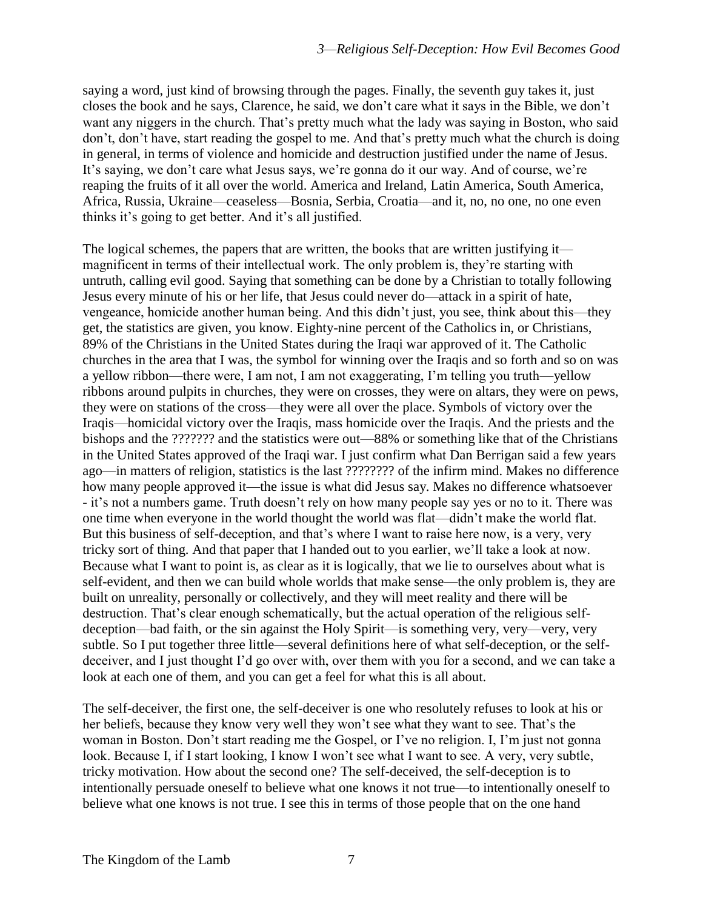saying a word, just kind of browsing through the pages. Finally, the seventh guy takes it, just closes the book and he says, Clarence, he said, we don't care what it says in the Bible, we don't want any niggers in the church. That's pretty much what the lady was saying in Boston, who said don't, don't have, start reading the gospel to me. And that's pretty much what the church is doing in general, in terms of violence and homicide and destruction justified under the name of Jesus. It's saying, we don't care what Jesus says, we're gonna do it our way. And of course, we're reaping the fruits of it all over the world. America and Ireland, Latin America, South America, Africa, Russia, Ukraine—ceaseless—Bosnia, Serbia, Croatia—and it, no, no one, no one even thinks it's going to get better. And it's all justified.

The logical schemes, the papers that are written, the books that are written justifying it—magnificent in terms of their intellectual work. The only problem is, they're starting with untruth, calling evil good. Saying that something can be done by a Christian to totally following Jesus every minute of his or her life, that Jesus could never do—attack in a spirit of hate, vengeance, homicide another human being. And this didn't just, you see, think about this—they get, the statistics are given, you know. Eighty-nine percent of the Catholics in, or Christians, 89% of the Christians in the United States during the Iraqi war approved of it. The Catholic churches in the area that I was, the symbol for winning over the Iraqis and so forth and so on was a yellow ribbon—there were, I am not, I am not exaggerating, I'm telling you truth—yellow ribbons around pulpits in churches, they were on crosses, they were on altars, they were on pews, they were on stations of the cross—they were all over the place. Symbols of victory over the Iraqis—homicidal victory over the Iraqis, mass homicide over the Iraqis. And the priests and the bishops and the ??????? and the statistics were out—88% or something like that of the Christians in the United States approved of the Iraqi war. I just confirm what Dan Berrigan said a few years ago—in matters of religion, statistics is the last ???????? of the infirm mind. Makes no difference how many people approved it—the issue is what did Jesus say. Makes no difference whatsoever - it's not a numbers game. Truth doesn't rely on how many people say yes or no to it. There was one time when everyone in the world thought the world was flat—didn't make the world flat. But this business of self-deception, and that's where I want to raise here now, is a very, very tricky sort of thing. And that paper that I handed out to you earlier, we'll take a look at now. Because what I want to point is, as clear as it is logically, that we lie to ourselves about what is self-evident, and then we can build whole worlds that make sense—the only problem is, they are built on unreality, personally or collectively, and they will meet reality and there will be destruction. That's clear enough schematically, but the actual operation of the religious self-deception—bad faith, or the sin against the Holy Spirit—is something very, very—very, very subtle. So I put together three little—several definitions here of what self-deception, or the self-deceiver, and I just thought I'd go over with, over them with you for a second, and we can take a look at each one of them, and you can get a feel for what this is all about.

The self-deceiver, the first one, the self-deceiver is one who resolutely refuses to look at his or her beliefs, because they know very well they won't see what they want to see. That's the woman in Boston. Don't start reading me the Gospel, or I've no religion. I, I'm just not gonna look. Because I, if I start looking, I know I won't see what I want to see. A very, very subtle, tricky motivation. How about the second one? The self-deceived, the self-deception is to intentionally persuade oneself to believe what one knows it not true—to intentionally oneself to believe what one knows is not true. I see this in terms of those people that on the one hand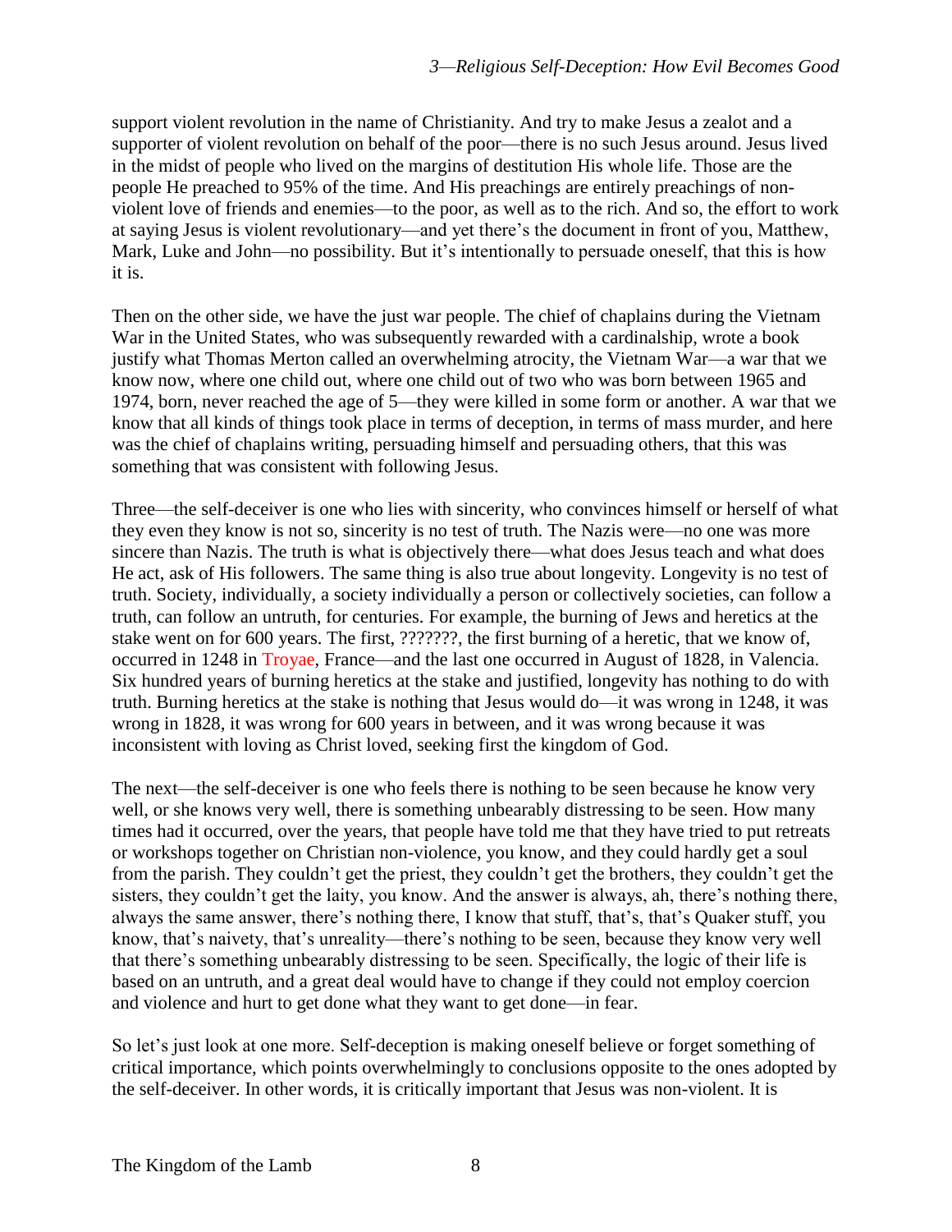support violent revolution in the name of Christianity. And try to make Jesus a zealot and a supporter of violent revolution on behalf of the poor—there is no such Jesus around. Jesus lived in the midst of people who lived on the margins of destitution His whole life. Those are the people He preached to 95% of the time. And His preachings are entirely preachings of non-violent love of friends and enemies—to the poor, as well as to the rich. And so, the effort to work at saying Jesus is violent revolutionary—and yet there's the document in front of you, Matthew, Mark, Luke and John—no possibility. But it's intentionally to persuade oneself, that this is how it is.

Then on the other side, we have the just war people. The chief of chaplains during the Vietnam War in the United States, who was subsequently rewarded with a cardinalship, wrote a book justify what Thomas Merton called an overwhelming atrocity, the Vietnam War—a war that we know now, where one child out, where one child out of two who was born between 1965 and 1974, born, never reached the age of 5—they were killed in some form or another. A war that we know that all kinds of things took place in terms of deception, in terms of mass murder, and here was the chief of chaplains writing, persuading himself and persuading others, that this was something that was consistent with following Jesus.

Three—the self-deceiver is one who lies with sincerity, who convinces himself or herself of what they even they know is not so, sincerity is no test of truth. The Nazis were—no one was more sincere than Nazis. The truth is what is objectively there—what does Jesus teach and what does He act, ask of His followers. The same thing is also true about longevity. Longevity is no test of truth. Society, individually, a society individually a person or collectively societies, can follow a truth, can follow an untruth, for centuries. For example, the burning of Jews and heretics at the stake went on for 600 years. The first, ???????, the first burning of a heretic, that we know of, occurred in 1248 in Troyae, France—and the last one occurred in August of 1828, in Valencia. Six hundred years of burning heretics at the stake and justified, longevity has nothing to do with truth. Burning heretics at the stake is nothing that Jesus would do—it was wrong in 1248, it was wrong in 1828, it was wrong for 600 years in between, and it was wrong because it was inconsistent with loving as Christ loved, seeking first the kingdom of God.

The next—the self-deceiver is one who feels there is nothing to be seen because he know very well, or she knows very well, there is something unbearably distressing to be seen. How many times had it occurred, over the years, that people have told me that they have tried to put retreats or workshops together on Christian non-violence, you know, and they could hardly get a soul from the parish. They couldn't get the priest, they couldn't get the brothers, they couldn't get the sisters, they couldn't get the laity, you know. And the answer is always, ah, there's nothing there, always the same answer, there's nothing there, I know that stuff, that's, that's Quaker stuff, you know, that's naivety, that's unreality—there's nothing to be seen, because they know very well that there's something unbearably distressing to be seen. Specifically, the logic of their life is based on an untruth, and a great deal would have to change if they could not employ coercion and violence and hurt to get done what they want to get done—in fear.

So let's just look at one more. Self-deception is making oneself believe or forget something of critical importance, which points overwhelmingly to conclusions opposite to the ones adopted by the self-deceiver. In other words, it is critically important that Jesus was non-violent. It is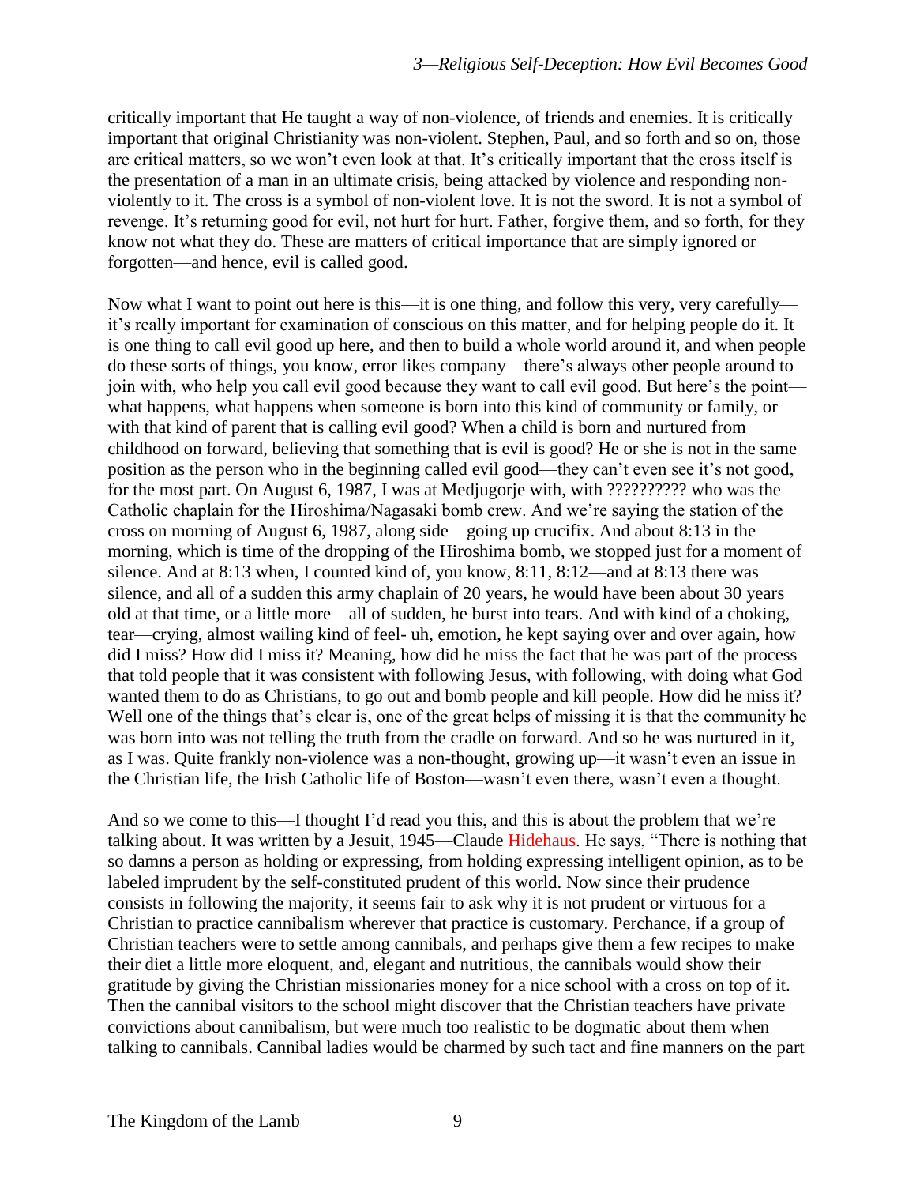critically important that He taught a way of non-violence, of friends and enemies. It is critically important that original Christianity was non-violent. Stephen, Paul, and so forth and so on, those are critical matters, so we won't even look at that. It's critically important that the cross itself is the presentation of a man in an ultimate crisis, being attacked by violence and responding non-violently to it. The cross is a symbol of non-violent love. It is not the sword. It is not a symbol of revenge. It's returning good for evil, not hurt for hurt. Father, forgive them, and so forth, for they know not what they do. These are matters of critical importance that are simply ignored or forgotten—and hence, evil is called good.

Now what I want to point out here is this—it is one thing, and follow this very, very carefully—it's really important for examination of conscious on this matter, and for helping people do it. It is one thing to call evil good up here, and then to build a whole world around it, and when people do these sorts of things, you know, error likes company—there's always other people around to join with, who help you call evil good because they want to call evil good. But here's the point—what happens, what happens when someone is born into this kind of community or family, or with that kind of parent that is calling evil good? When a child is born and nurtured from childhood on forward, believing that something that is evil is good? He or she is not in the same position as the person who in the beginning called evil good—they can't even see it's not good, for the most part. On August 6, 1987, I was at Medjugorje with, with ?????????? who was the Catholic chaplain for the Hiroshima/Nagasaki bomb crew. And we're saying the station of the cross on morning of August 6, 1987, along side—going up crucifix. And about 8:13 in the morning, which is time of the dropping of the Hiroshima bomb, we stopped just for a moment of silence. And at 8:13 when, I counted kind of, you know, 8:11, 8:12—and at 8:13 there was silence, and all of a sudden this army chaplain of 20 years, he would have been about 30 years old at that time, or a little more—all of sudden, he burst into tears. And with kind of a choking, tear—crying, almost wailing kind of feel- uh, emotion, he kept saying over and over again, how did I miss? How did I miss it? Meaning, how did he miss the fact that he was part of the process that told people that it was consistent with following Jesus, with following, with doing what God wanted them to do as Christians, to go out and bomb people and kill people. How did he miss it? Well one of the things that's clear is, one of the great helps of missing it is that the community he was born into was not telling the truth from the cradle on forward. And so he was nurtured in it, as I was. Quite frankly non-violence was a non-thought, growing up—it wasn't even an issue in the Christian life, the Irish Catholic life of Boston—wasn't even there, wasn't even a thought.

And so we come to this—I thought I'd read you this, and this is about the problem that we're talking about. It was written by a Jesuit, 1945—Claude Hidehaus. He says, "There is nothing that so damns a person as holding or expressing, from holding expressing intelligent opinion, as to be labeled imprudent by the self-constituted prudent of this world. Now since their prudence consists in following the majority, it seems fair to ask why it is not prudent or virtuous for a Christian to practice cannibalism wherever that practice is customary. Perchance, if a group of Christian teachers were to settle among cannibals, and perhaps give them a few recipes to make their diet a little more eloquent, and, elegant and nutritious, the cannibals would show their gratitude by giving the Christian missionaries money for a nice school with a cross on top of it. Then the cannibal visitors to the school might discover that the Christian teachers have private convictions about cannibalism, but were much too realistic to be dogmatic about them when talking to cannibals. Cannibal ladies would be charmed by such tact and fine manners on the part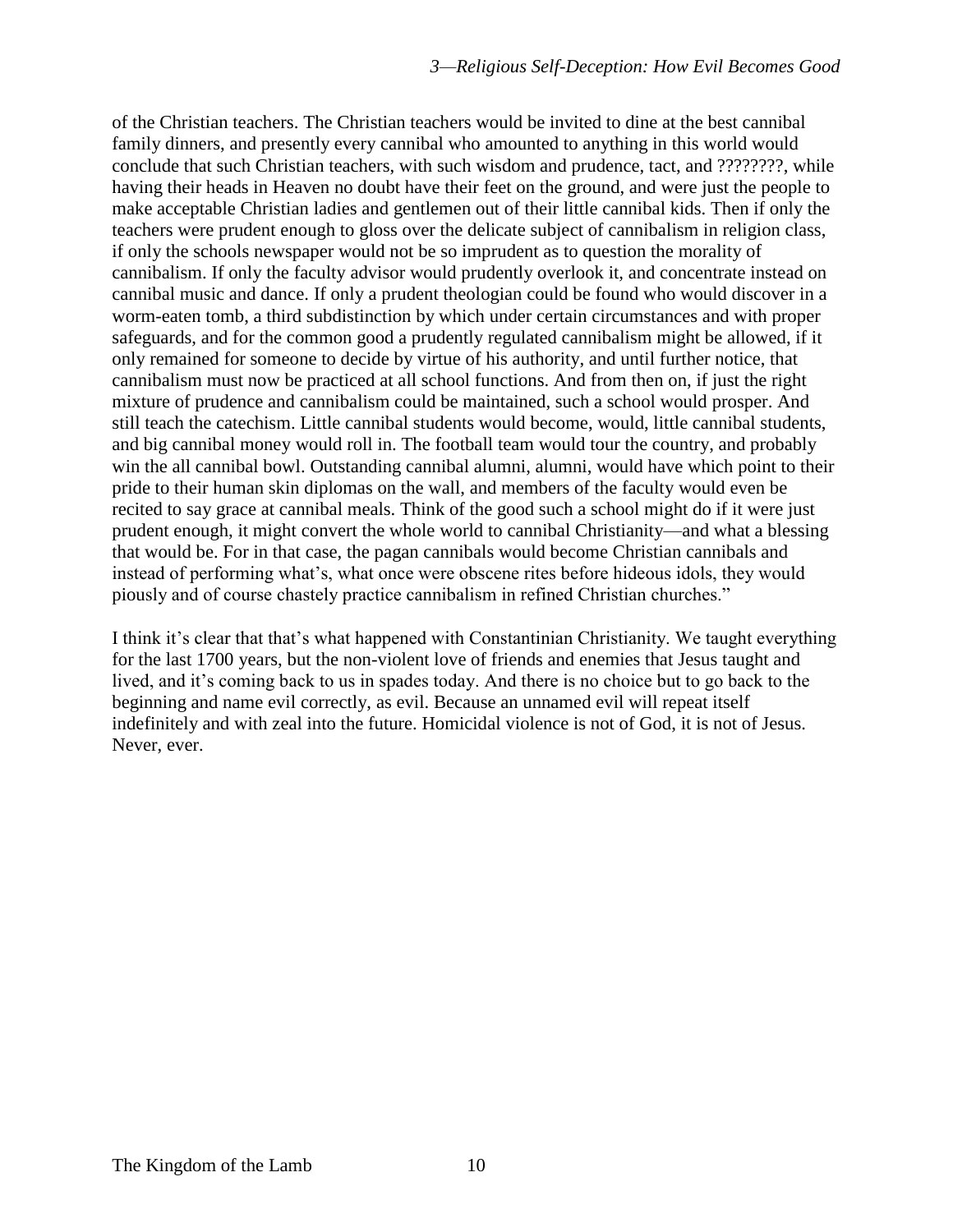of the Christian teachers. The Christian teachers would be invited to dine at the best cannibal family dinners, and presently every cannibal who amounted to anything in this world would conclude that such Christian teachers, with such wisdom and prudence, tact, and ????????, while having their heads in Heaven no doubt have their feet on the ground, and were just the people to make acceptable Christian ladies and gentlemen out of their little cannibal kids. Then if only the teachers were prudent enough to gloss over the delicate subject of cannibalism in religion class, if only the schools newspaper would not be so imprudent as to question the morality of cannibalism. If only the faculty advisor would prudently overlook it, and concentrate instead on cannibal music and dance. If only a prudent theologian could be found who would discover in a worm-eaten tomb, a third subdistinction by which under certain circumstances and with proper safeguards, and for the common good a prudently regulated cannibalism might be allowed, if it only remained for someone to decide by virtue of his authority, and until further notice, that cannibalism must now be practiced at all school functions. And from then on, if just the right mixture of prudence and cannibalism could be maintained, such a school would prosper. And still teach the catechism. Little cannibal students would become, would, little cannibal students, and big cannibal money would roll in. The football team would tour the country, and probably win the all cannibal bowl. Outstanding cannibal alumni, alumni, would have which point to their pride to their human skin diplomas on the wall, and members of the faculty would even be recited to say grace at cannibal meals. Think of the good such a school might do if it were just prudent enough, it might convert the whole world to cannibal Christianity—and what a blessing that would be. For in that case, the pagan cannibals would become Christian cannibals and instead of performing what's, what once were obscene rites before hideous idols, they would piously and of course chastely practice cannibalism in refined Christian churches."

I think it's clear that that's what happened with Constantinian Christianity. We taught everything for the last 1700 years, but the non-violent love of friends and enemies that Jesus taught and lived, and it's coming back to us in spades today. And there is no choice but to go back to the beginning and name evil correctly, as evil. Because an unnamed evil will repeat itself indefinitely and with zeal into the future. Homicidal violence is not of God, it is not of Jesus. Never, ever.